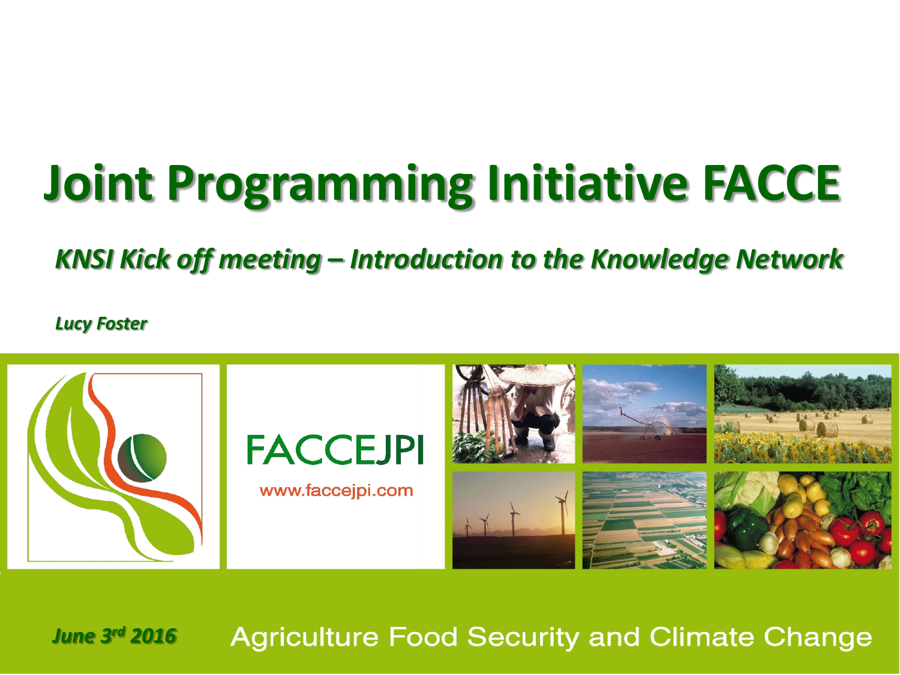# Joint Programming Initiative FACCE

***KNSI Kick off meeting – Introduction to the Knowledge Network***

***Lucy Foster***

FACCEJPI

www.faccejpi.com

***June 3rd 2016***

Agriculture Food Security and Climate Change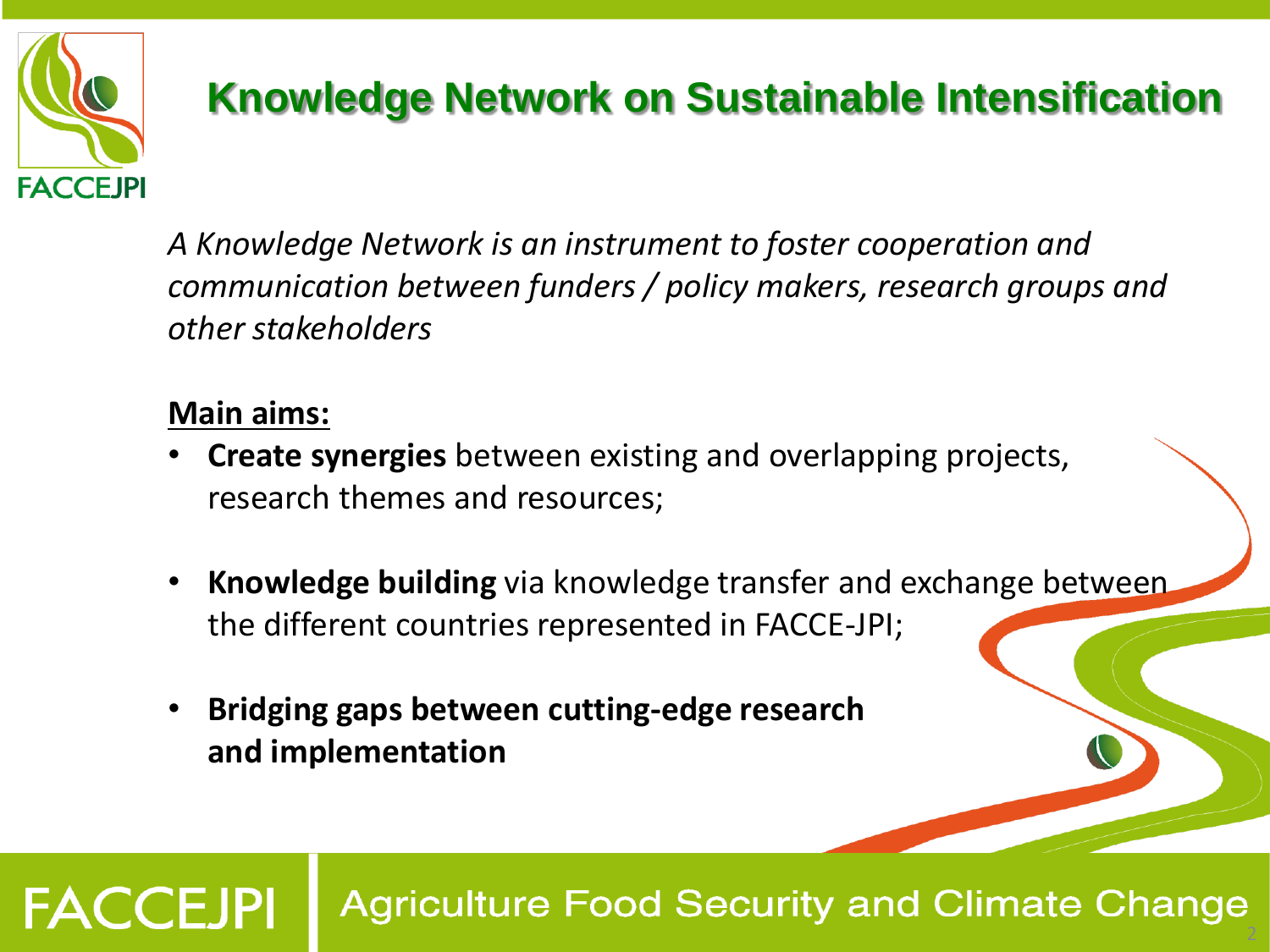# Knowledge Network on Sustainable Intensification

*A Knowledge Network is an instrument to foster cooperation and communication between funders / policy makers, research groups and other stakeholders*

**Main aims:**

- **Create synergies** between existing and overlapping projects, research themes and resources;
- **Knowledge building** via knowledge transfer and exchange between the different countries represented in FACCE-JPI;
- **Bridging gaps between cutting-edge research and implementation**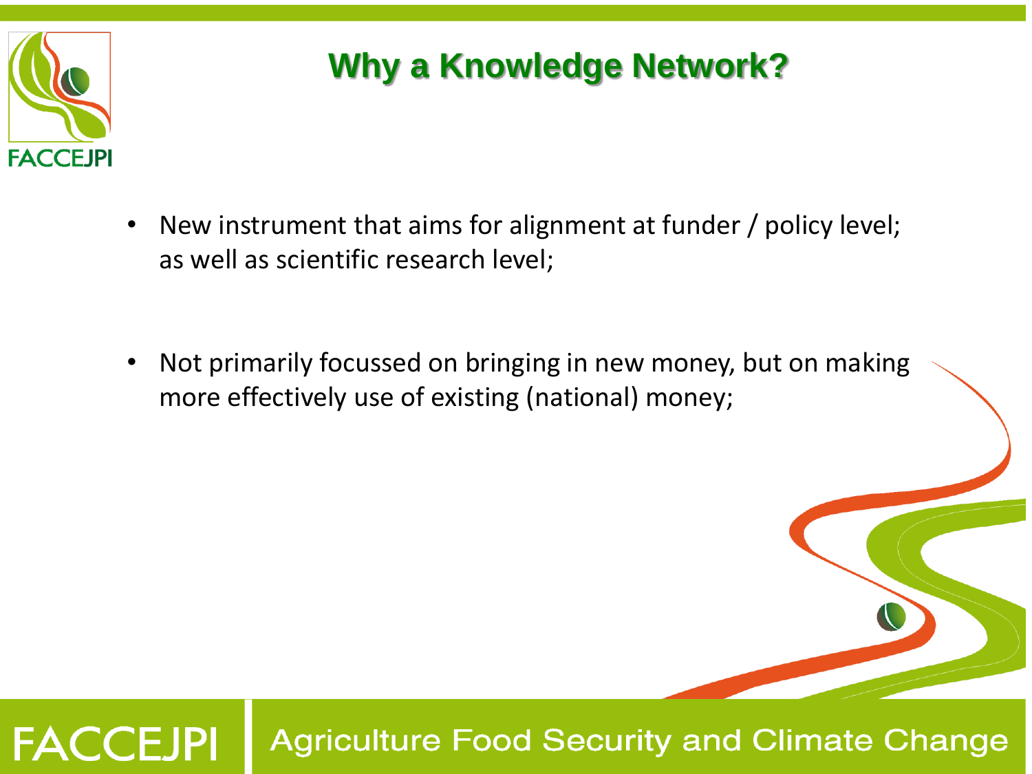# Why a Knowledge Network?

- New instrument that aims for alignment at funder / policy level; as well as scientific research level;

- Not primarily focussed on bringing in new money, but on making more effectively use of existing (national) money;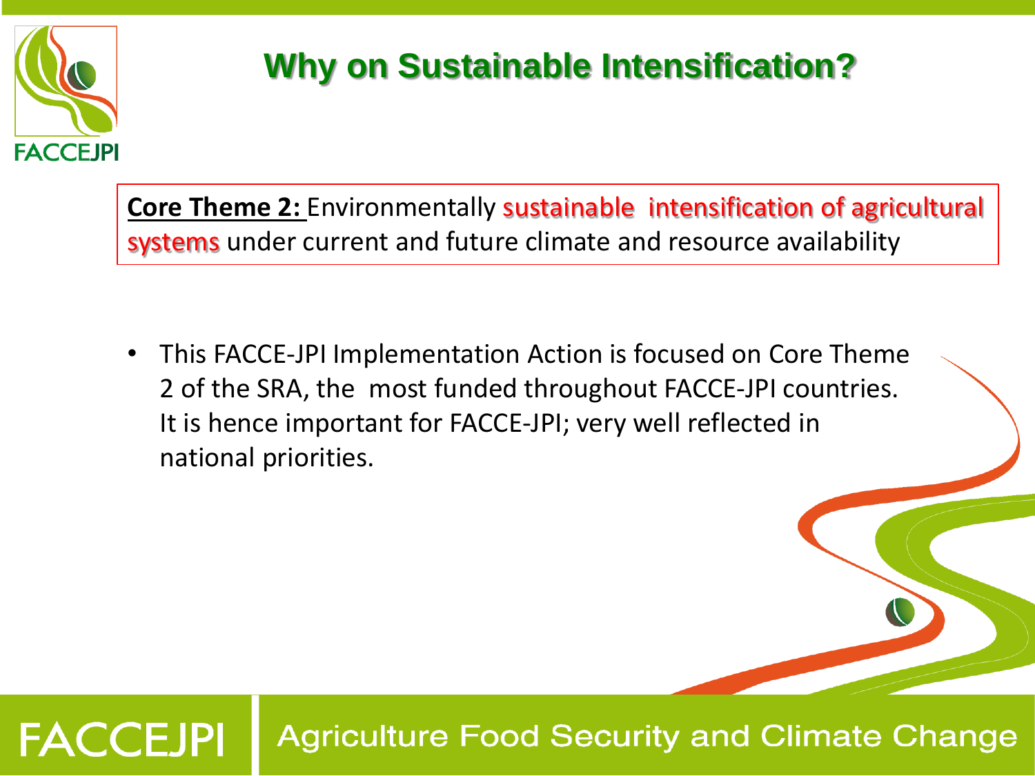# Why on Sustainable Intensification?

**Core Theme 2:** Environmentally sustainable intensification of agricultural systems under current and future climate and resource availability

- This FACCE-JPI Implementation Action is focused on Core Theme 2 of the SRA, the most funded throughout FACCE-JPI countries. It is hence important for FACCE-JPI; very well reflected in national priorities.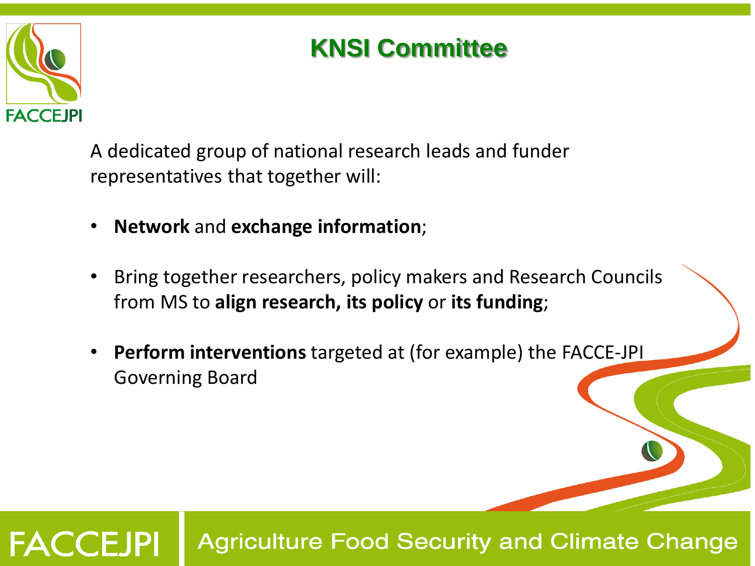# KNSI Committee

A dedicated group of national research leads and funder representatives that together will:

- **Network** and **exchange information**;
- Bring together researchers, policy makers and Research Councils from MS to **align research, its policy** or **its funding**;
- **Perform interventions** targeted at (for example) the FACCE-JPI Governing Board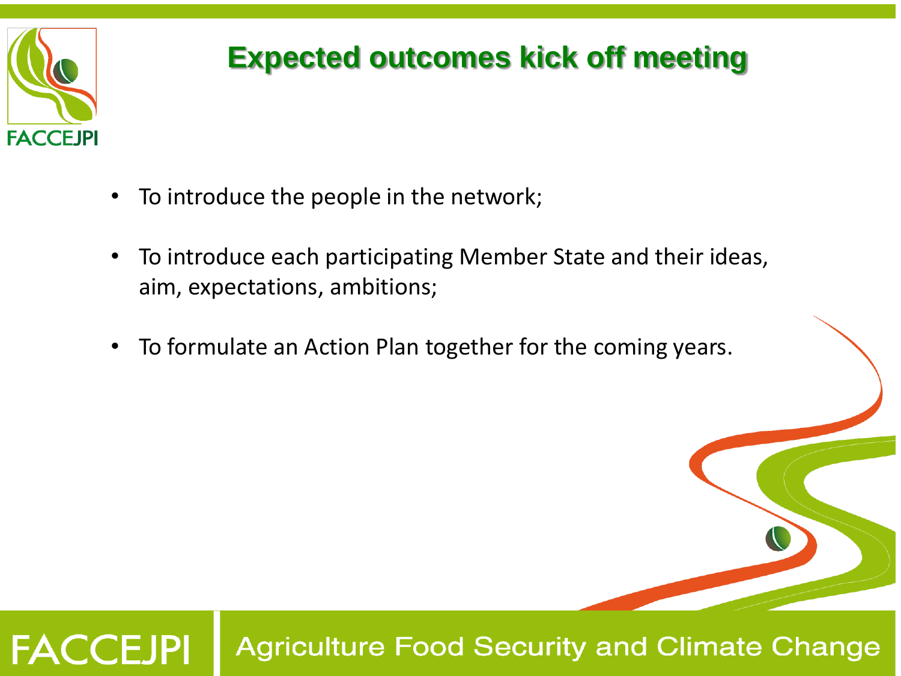# Expected outcomes kick off meeting

- To introduce the people in the network;
- To introduce each participating Member State and their ideas, aim, expectations, ambitions;
- To formulate an Action Plan together for the coming years.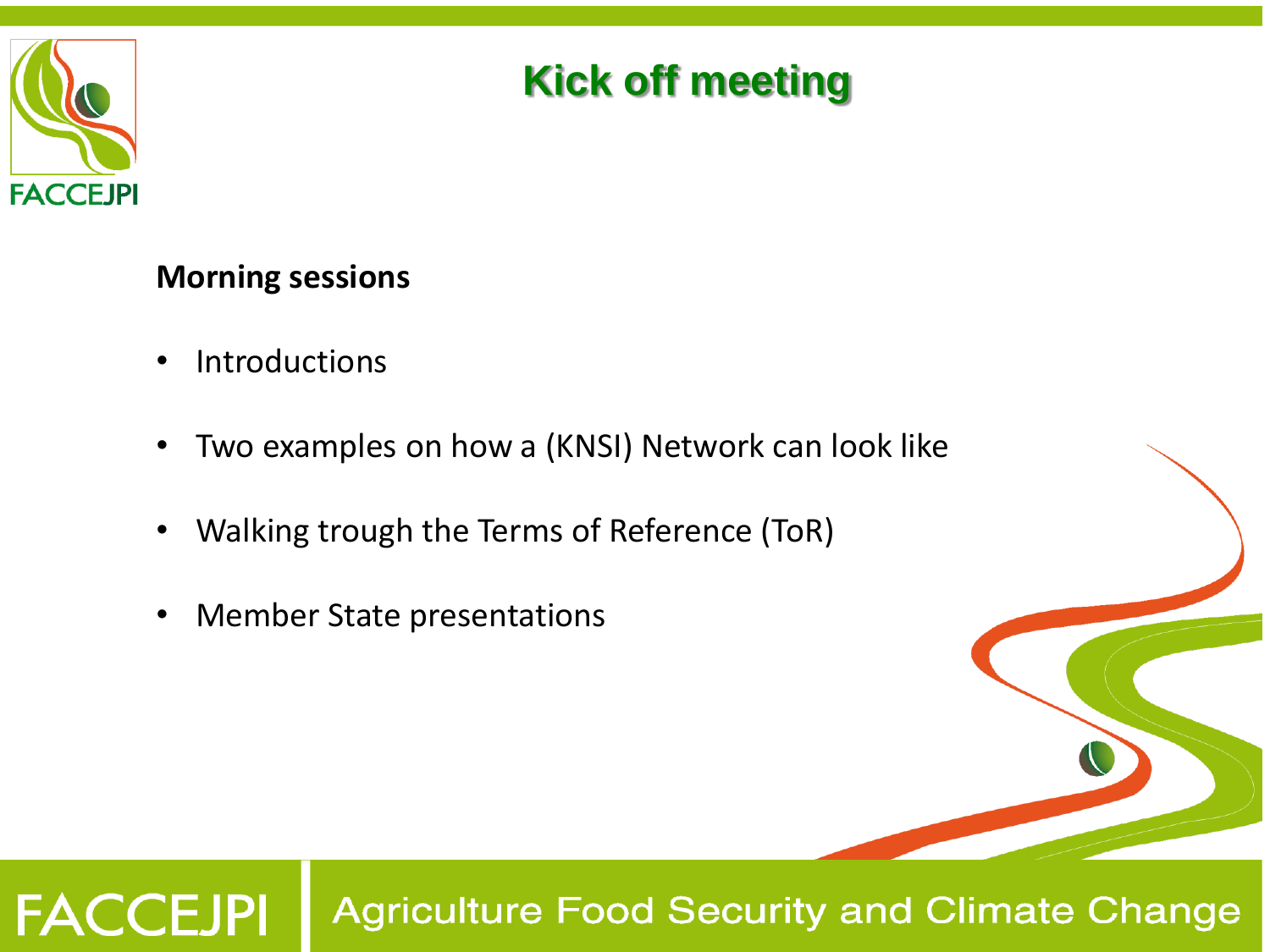# Kick off meeting

**Morning sessions**

- Introductions
- Two examples on how a (KNSI) Network can look like
- Walking trough the Terms of Reference (ToR)
- Member State presentations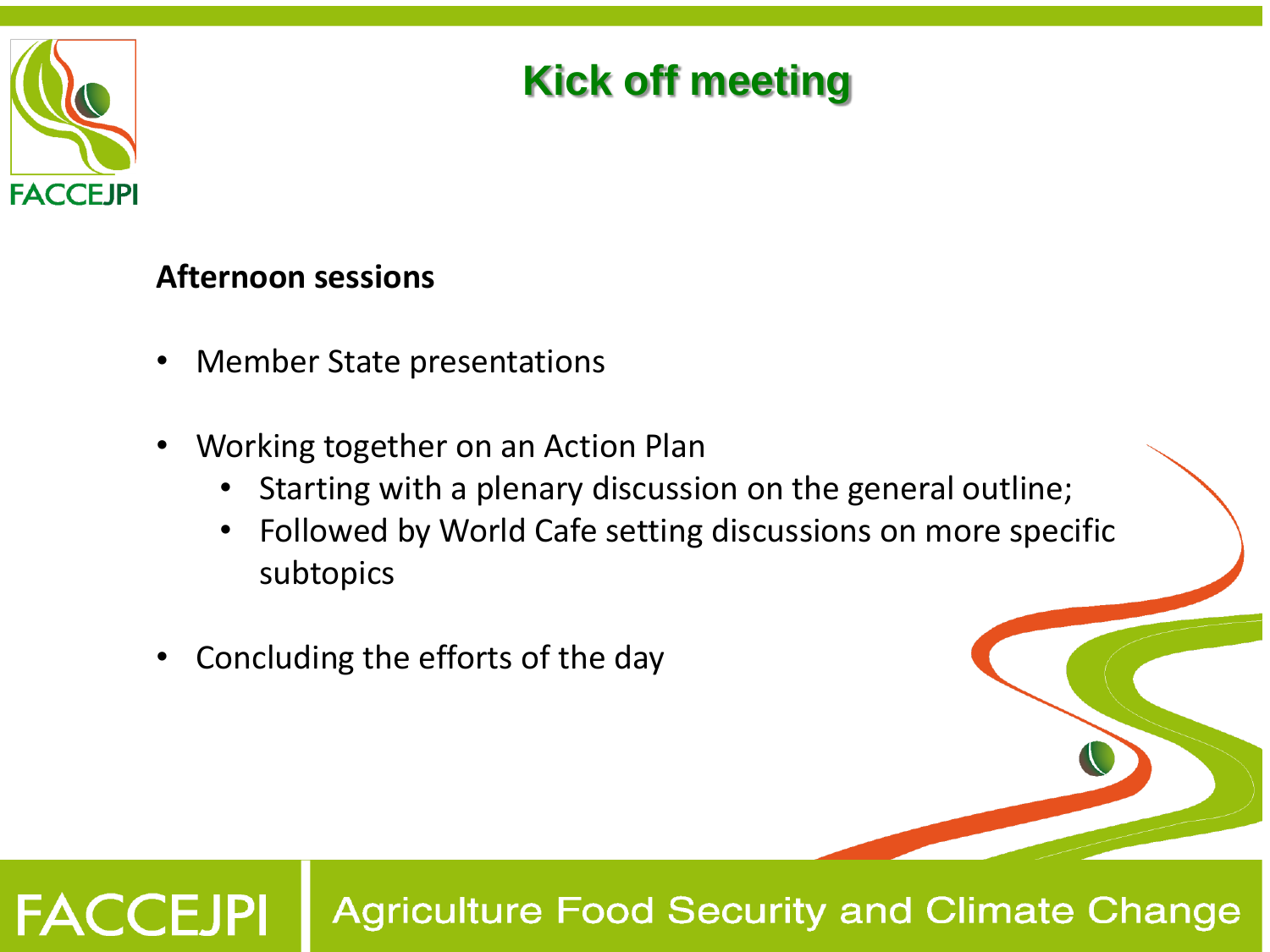# Kick off meeting

**Afternoon sessions**

- Member State presentations
- Working together on an Action Plan
  - Starting with a plenary discussion on the general outline;
  - Followed by World Cafe setting discussions on more specific subtopics
- Concluding the efforts of the day